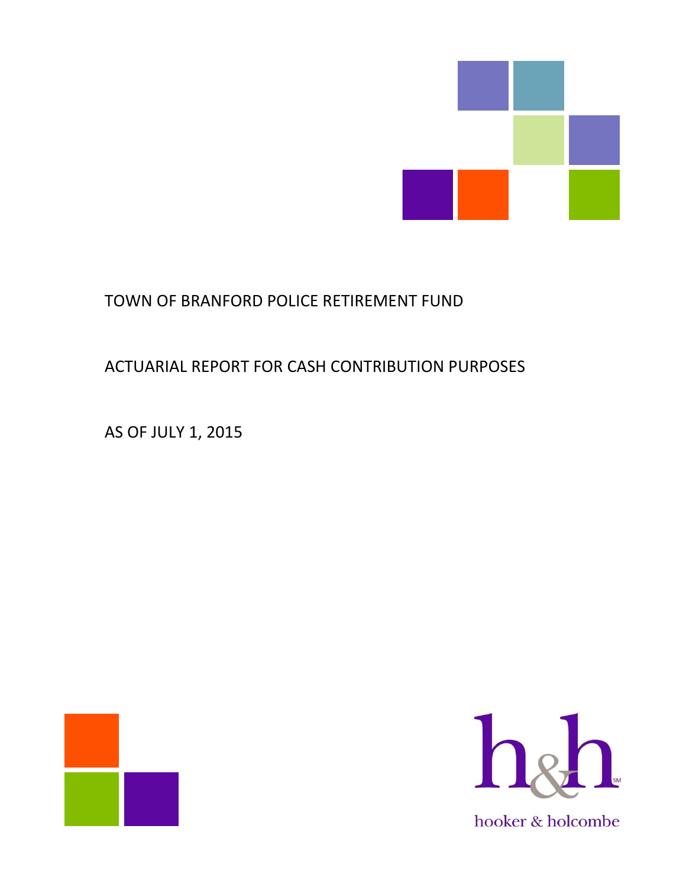# TOWN OF BRANFORD POLICE RETIREMENT FUND

## ACTUARIAL REPORT FOR CASH CONTRIBUTION PURPOSES

AS OF JULY 1, 2015

hooker & holcombe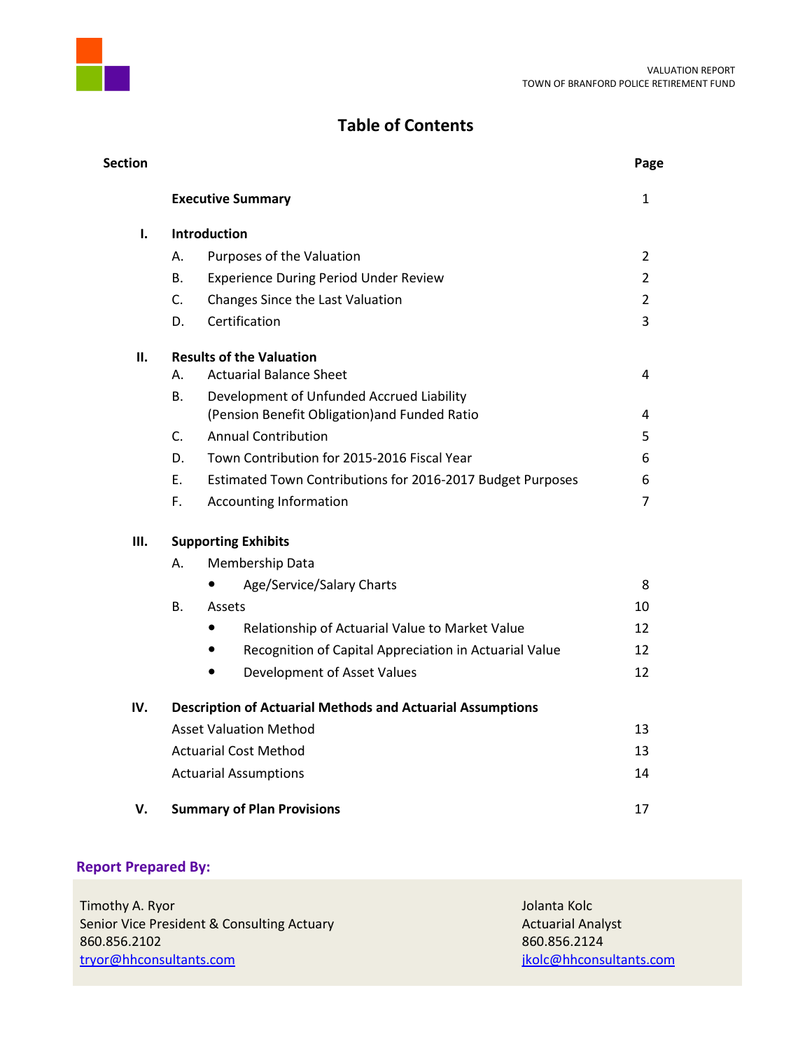# Table of Contents

| Section | | Page |
|---|---|---|
| | **Executive Summary** | 1 |
| **I.** | **Introduction** | |
| | A. Purposes of the Valuation | 2 |
| | B. Experience During Period Under Review | 2 |
| | C. Changes Since the Last Valuation | 2 |
| | D. Certification | 3 |
| **II.** | **Results of the Valuation** | |
| | A. Actuarial Balance Sheet | 4 |
| | B. Development of Unfunded Accrued Liability (Pension Benefit Obligation)and Funded Ratio | 4 |
| | C. Annual Contribution | 5 |
| | D. Town Contribution for 2015-2016 Fiscal Year | 6 |
| | E. Estimated Town Contributions for 2016-2017 Budget Purposes | 6 |
| | F. Accounting Information | 7 |
| **III.** | **Supporting Exhibits** | |
| | A. Membership Data | |
| | • Age/Service/Salary Charts | 8 |
| | B. Assets | 10 |
| | • Relationship of Actuarial Value to Market Value | 12 |
| | • Recognition of Capital Appreciation in Actuarial Value | 12 |
| | • Development of Asset Values | 12 |
| **IV.** | **Description of Actuarial Methods and Actuarial Assumptions** | |
| | Asset Valuation Method | 13 |
| | Actuarial Cost Method | 13 |
| | Actuarial Assumptions | 14 |
| **V.** | **Summary of Plan Provisions** | 17 |

**Report Prepared By:**

Timothy A. Ryor
Senior Vice President & Consulting Actuary
860.856.2102
tryor@hhconsultants.com

Jolanta Kolc
Actuarial Analyst
860.856.2124
jkolc@hhconsultants.com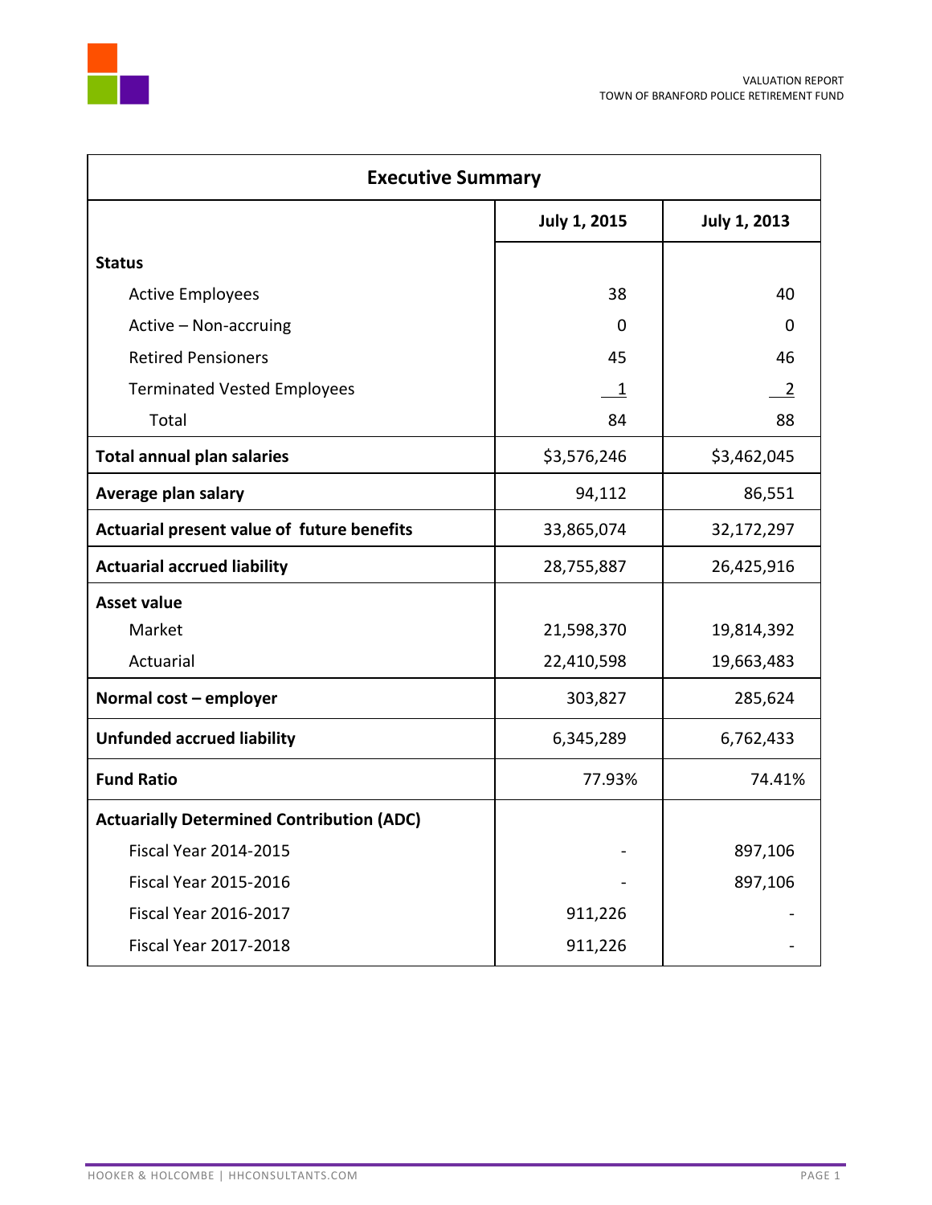## Executive Summary

| | July 1, 2015 | July 1, 2013 |
|---|---|---|
| **Status** | | |
| Active Employees | 38 | 40 |
| Active – Non-accruing | 0 | 0 |
| Retired Pensioners | 45 | 46 |
| Terminated Vested Employees | 1 | 2 |
| Total | 84 | 88 |
| **Total annual plan salaries** | $3,576,246 | $3,462,045 |
| **Average plan salary** | 94,112 | 86,551 |
| **Actuarial present value of future benefits** | 33,865,074 | 32,172,297 |
| **Actuarial accrued liability** | 28,755,887 | 26,425,916 |
| **Asset value** | | |
| Market | 21,598,370 | 19,814,392 |
| Actuarial | 22,410,598 | 19,663,483 |
| **Normal cost – employer** | 303,827 | 285,624 |
| **Unfunded accrued liability** | 6,345,289 | 6,762,433 |
| **Fund Ratio** | 77.93% | 74.41% |
| **Actuarially Determined Contribution (ADC)** | | |
| Fiscal Year 2014-2015 | - | 897,106 |
| Fiscal Year 2015-2016 | - | 897,106 |
| Fiscal Year 2016-2017 | 911,226 | - |
| Fiscal Year 2017-2018 | 911,226 | - |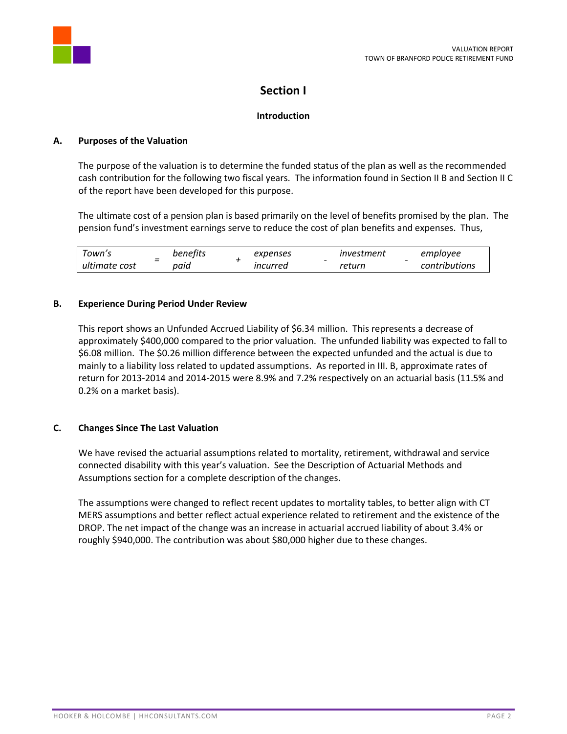# Section I

## Introduction

### A. Purposes of the Valuation

The purpose of the valuation is to determine the funded status of the plan as well as the recommended cash contribution for the following two fiscal years. The information found in Section II B and Section II C of the report have been developed for this purpose.

The ultimate cost of a pension plan is based primarily on the level of benefits promised by the plan. The pension fund's investment earnings serve to reduce the cost of plan benefits and expenses. Thus,

| *Town's ultimate cost* | = | *benefits paid* | + | *expenses incurred* | - | *investment return* | - | *employee contributions* |
|---|---|---|---|---|---|---|---|---|

### B. Experience During Period Under Review

This report shows an Unfunded Accrued Liability of $6.34 million. This represents a decrease of approximately $400,000 compared to the prior valuation. The unfunded liability was expected to fall to $6.08 million. The $0.26 million difference between the expected unfunded and the actual is due to mainly to a liability loss related to updated assumptions. As reported in III. B, approximate rates of return for 2013-2014 and 2014-2015 were 8.9% and 7.2% respectively on an actuarial basis (11.5% and 0.2% on a market basis).

### C. Changes Since The Last Valuation

We have revised the actuarial assumptions related to mortality, retirement, withdrawal and service connected disability with this year's valuation. See the Description of Actuarial Methods and Assumptions section for a complete description of the changes.

The assumptions were changed to reflect recent updates to mortality tables, to better align with CT MERS assumptions and better reflect actual experience related to retirement and the existence of the DROP. The net impact of the change was an increase in actuarial accrued liability of about 3.4% or roughly $940,000. The contribution was about $80,000 higher due to these changes.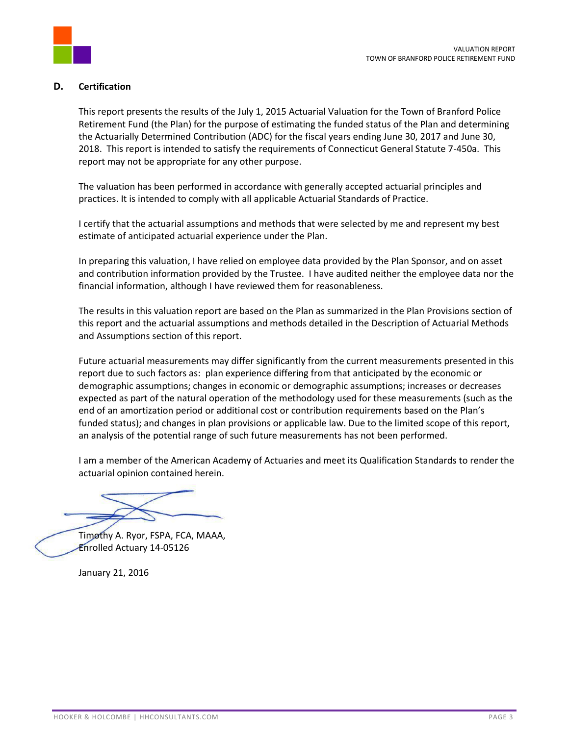## D. Certification

This report presents the results of the July 1, 2015 Actuarial Valuation for the Town of Branford Police Retirement Fund (the Plan) for the purpose of estimating the funded status of the Plan and determining the Actuarially Determined Contribution (ADC) for the fiscal years ending June 30, 2017 and June 30, 2018. This report is intended to satisfy the requirements of Connecticut General Statute 7-450a. This report may not be appropriate for any other purpose.

The valuation has been performed in accordance with generally accepted actuarial principles and practices. It is intended to comply with all applicable Actuarial Standards of Practice.

I certify that the actuarial assumptions and methods that were selected by me and represent my best estimate of anticipated actuarial experience under the Plan.

In preparing this valuation, I have relied on employee data provided by the Plan Sponsor, and on asset and contribution information provided by the Trustee. I have audited neither the employee data nor the financial information, although I have reviewed them for reasonableness.

The results in this valuation report are based on the Plan as summarized in the Plan Provisions section of this report and the actuarial assumptions and methods detailed in the Description of Actuarial Methods and Assumptions section of this report.

Future actuarial measurements may differ significantly from the current measurements presented in this report due to such factors as: plan experience differing from that anticipated by the economic or demographic assumptions; changes in economic or demographic assumptions; increases or decreases expected as part of the natural operation of the methodology used for these measurements (such as the end of an amortization period or additional cost or contribution requirements based on the Plan's funded status); and changes in plan provisions or applicable law. Due to the limited scope of this report, an analysis of the potential range of such future measurements has not been performed.

I am a member of the American Academy of Actuaries and meet its Qualification Standards to render the actuarial opinion contained herein.

Timothy A. Ryor, FSPA, FCA, MAAA,
Enrolled Actuary 14-05126

January 21, 2016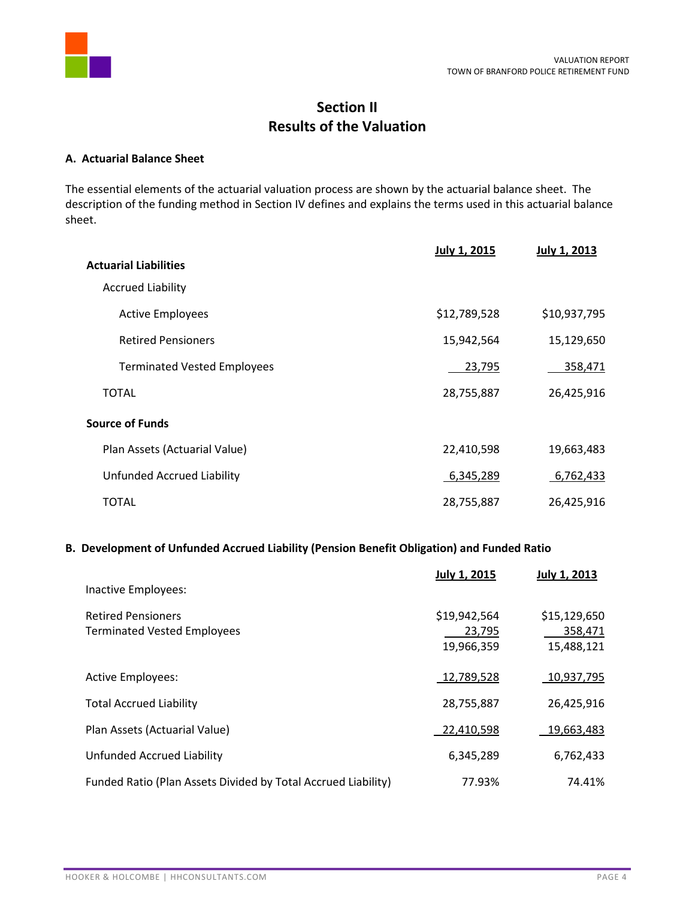# Section II
# Results of the Valuation

### A. Actuarial Balance Sheet

The essential elements of the actuarial valuation process are shown by the actuarial balance sheet. The description of the funding method in Section IV defines and explains the terms used in this actuarial balance sheet.

| | July 1, 2015 | July 1, 2013 |
|---|---|---|
| **Actuarial Liabilities** | | |
| Accrued Liability | | |
| Active Employees | $12,789,528 | $10,937,795 |
| Retired Pensioners | 15,942,564 | 15,129,650 |
| Terminated Vested Employees | 23,795 | 358,471 |
| TOTAL | 28,755,887 | 26,425,916 |
| **Source of Funds** | | |
| Plan Assets (Actuarial Value) | 22,410,598 | 19,663,483 |
| Unfunded Accrued Liability | 6,345,289 | 6,762,433 |
| TOTAL | 28,755,887 | 26,425,916 |

### B. Development of Unfunded Accrued Liability (Pension Benefit Obligation) and Funded Ratio

| | July 1, 2015 | July 1, 2013 |
|---|---|---|
| Inactive Employees: | | |
| Retired Pensioners | $19,942,564 | $15,129,650 |
| Terminated Vested Employees | 23,795 | 358,471 |
| | 19,966,359 | 15,488,121 |
| Active Employees: | 12,789,528 | 10,937,795 |
| Total Accrued Liability | 28,755,887 | 26,425,916 |
| Plan Assets (Actuarial Value) | 22,410,598 | 19,663,483 |
| Unfunded Accrued Liability | 6,345,289 | 6,762,433 |
| Funded Ratio (Plan Assets Divided by Total Accrued Liability) | 77.93% | 74.41% |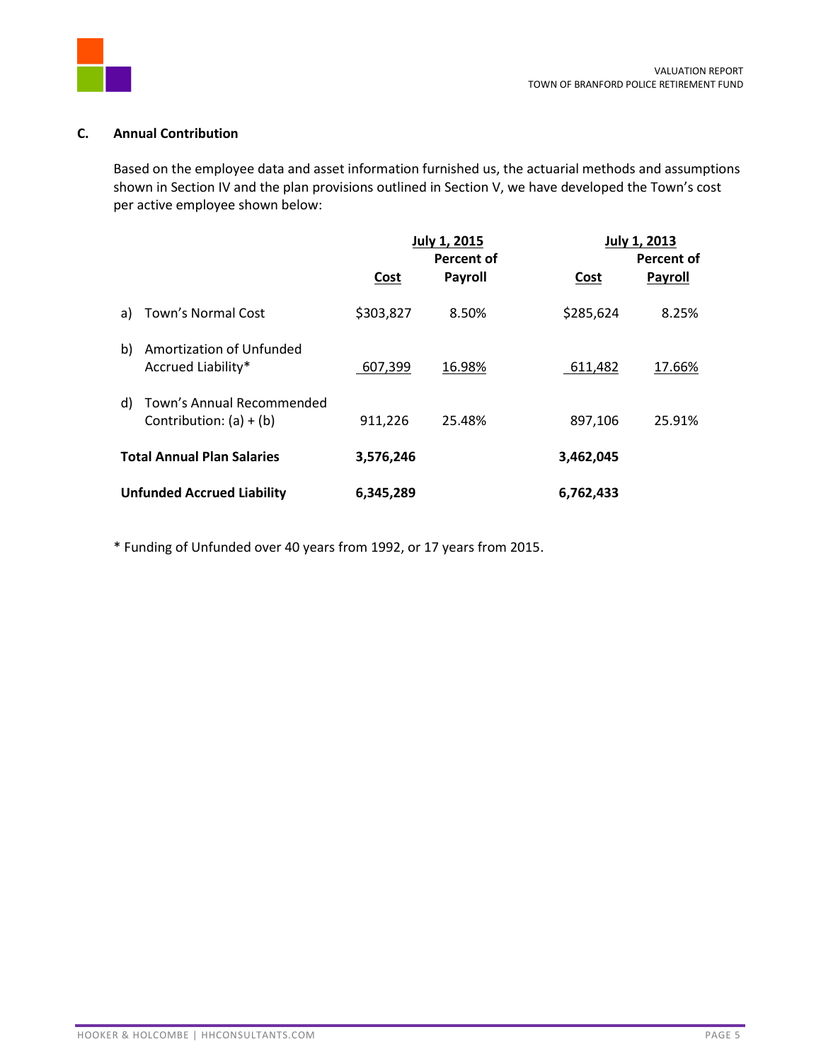### C. Annual Contribution

Based on the employee data and asset information furnished us, the actuarial methods and assumptions shown in Section IV and the plan provisions outlined in Section V, we have developed the Town's cost per active employee shown below:

| | July 1, 2015 | | July 1, 2013 | |
|---|---|---|---|---|
| | Cost | Percent of Payroll | Cost | Percent of Payroll |
| a) Town's Normal Cost | $303,827 | 8.50% | $285,624 | 8.25% |
| b) Amortization of Unfunded Accrued Liability* | 607,399 | 16.98% | 611,482 | 17.66% |
| d) Town's Annual Recommended Contribution: (a) + (b) | 911,226 | 25.48% | 897,106 | 25.91% |
| **Total Annual Plan Salaries** | **3,576,246** | | **3,462,045** | |
| **Unfunded Accrued Liability** | **6,345,289** | | **6,762,433** | |

* Funding of Unfunded over 40 years from 1992, or 17 years from 2015.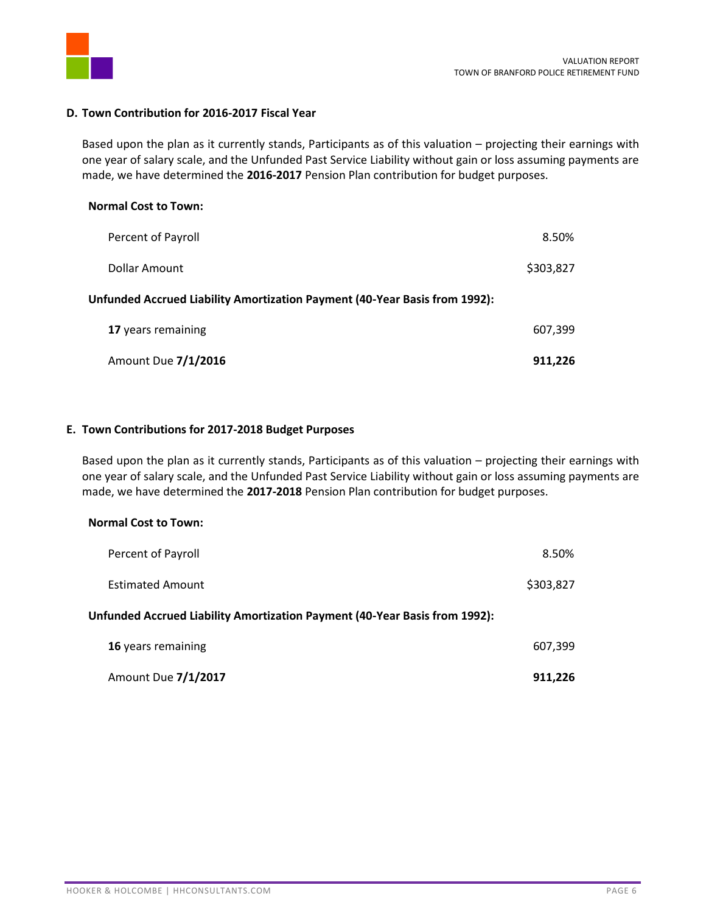### D. Town Contribution for 2016-2017 Fiscal Year

Based upon the plan as it currently stands, Participants as of this valuation – projecting their earnings with one year of salary scale, and the Unfunded Past Service Liability without gain or loss assuming payments are made, we have determined the **2016-2017** Pension Plan contribution for budget purposes.

**Normal Cost to Town:**

| | |
|---|---|
| Percent of Payroll | 8.50% |
| Dollar Amount | $303,827 |

**Unfunded Accrued Liability Amortization Payment (40-Year Basis from 1992):**

| | |
|---|---|
| **17** years remaining | 607,399 |
| Amount Due **7/1/2016** | **911,226** |

### E. Town Contributions for 2017-2018 Budget Purposes

Based upon the plan as it currently stands, Participants as of this valuation – projecting their earnings with one year of salary scale, and the Unfunded Past Service Liability without gain or loss assuming payments are made, we have determined the **2017-2018** Pension Plan contribution for budget purposes.

**Normal Cost to Town:**

| | |
|---|---|
| Percent of Payroll | 8.50% |
| Estimated Amount | $303,827 |

**Unfunded Accrued Liability Amortization Payment (40-Year Basis from 1992):**

| | |
|---|---|
| **16** years remaining | 607,399 |
| Amount Due **7/1/2017** | **911,226** |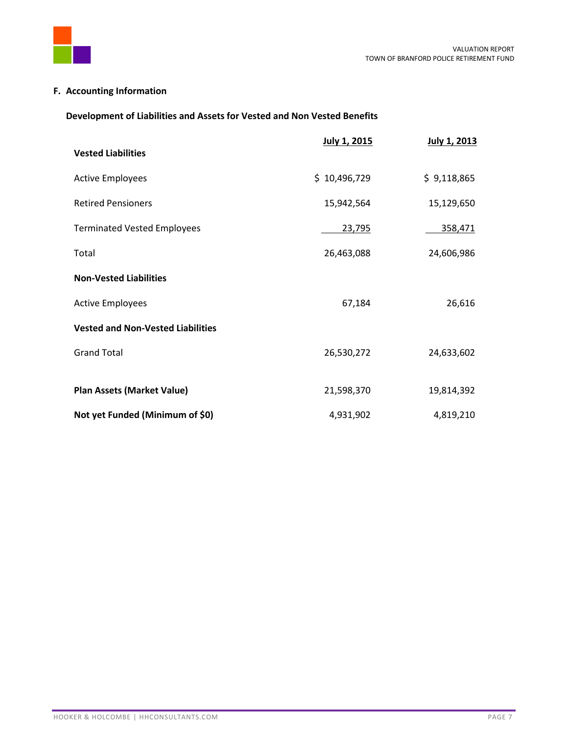## F. Accounting Information

### Development of Liabilities and Assets for Vested and Non Vested Benefits

| | July 1, 2015 | July 1, 2013 |
|---|---|---|
| **Vested Liabilities** | | |
| Active Employees | $ 10,496,729 | $ 9,118,865 |
| Retired Pensioners | 15,942,564 | 15,129,650 |
| Terminated Vested Employees | 23,795 | 358,471 |
| Total | 26,463,088 | 24,606,986 |
| **Non-Vested Liabilities** | | |
| Active Employees | 67,184 | 26,616 |
| **Vested and Non-Vested Liabilities** | | |
| Grand Total | 26,530,272 | 24,633,602 |
| **Plan Assets (Market Value)** | 21,598,370 | 19,814,392 |
| **Not yet Funded (Minimum of $0)** | 4,931,902 | 4,819,210 |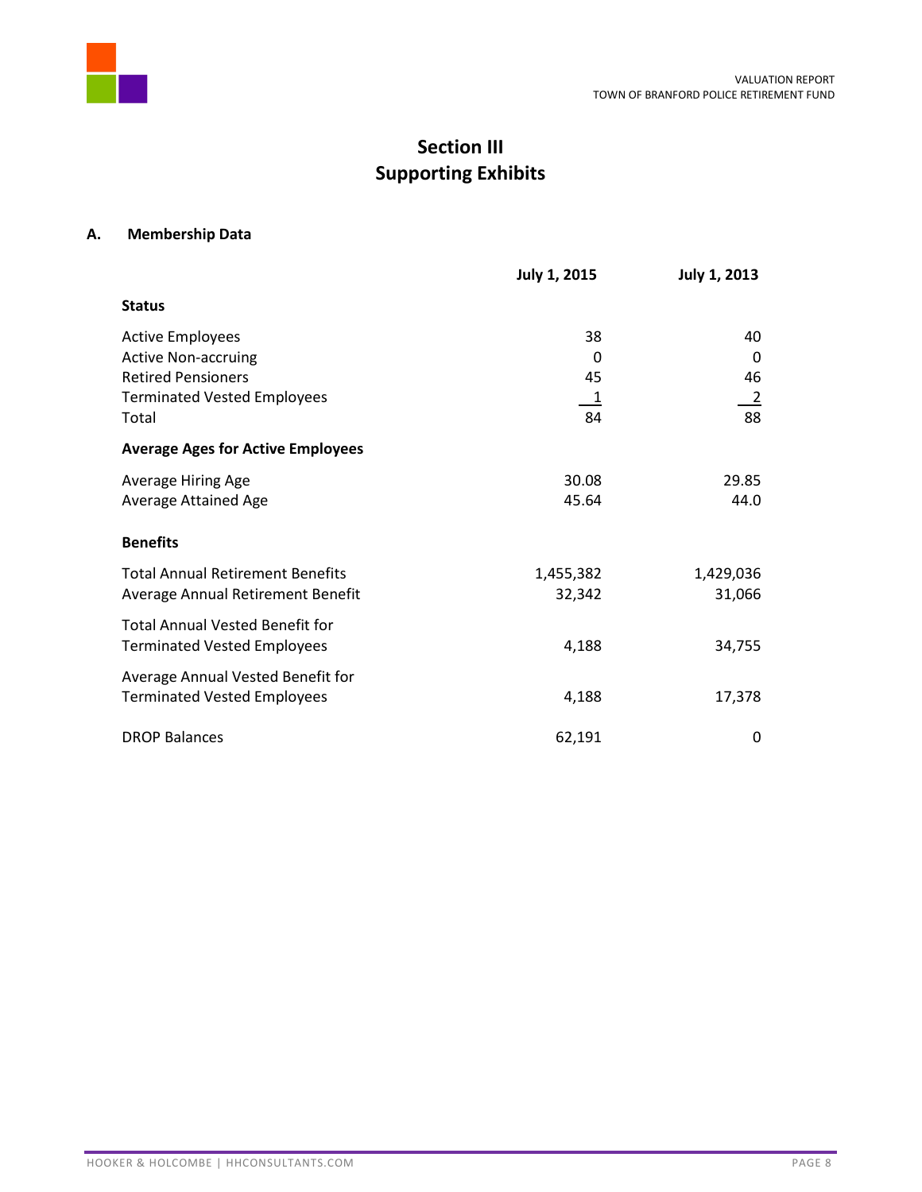# Section III
# Supporting Exhibits

## A. Membership Data

| | July 1, 2015 | July 1, 2013 |
|---|---|---|
| **Status** | | |
| Active Employees | 38 | 40 |
| Active Non-accruing | 0 | 0 |
| Retired Pensioners | 45 | 46 |
| Terminated Vested Employees | 1 | 2 |
| Total | 84 | 88 |
| **Average Ages for Active Employees** | | |
| Average Hiring Age | 30.08 | 29.85 |
| Average Attained Age | 45.64 | 44.0 |
| **Benefits** | | |
| Total Annual Retirement Benefits | 1,455,382 | 1,429,036 |
| Average Annual Retirement Benefit | 32,342 | 31,066 |
| Total Annual Vested Benefit for Terminated Vested Employees | 4,188 | 34,755 |
| Average Annual Vested Benefit for Terminated Vested Employees | 4,188 | 17,378 |
| DROP Balances | 62,191 | 0 |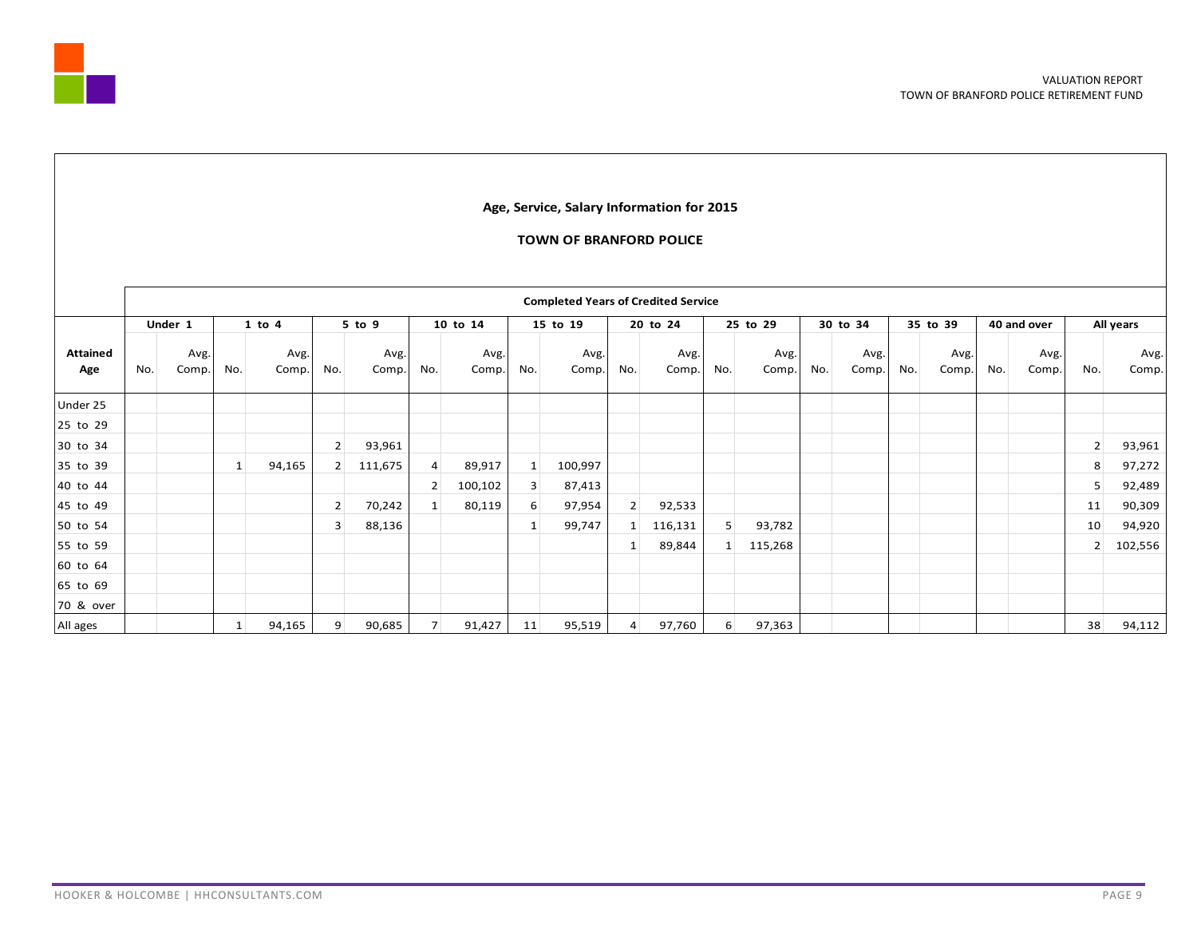## Age, Service, Salary Information for 2015

### TOWN OF BRANFORD POLICE

| | Completed Years of Credited Service | | | | | | | | | | | | | | | | | | | | | |
|---|---|---|---|---|---|---|---|---|---|---|---|---|---|---|---|---|---|---|---|---|---|---|
| | Under 1 | | 1 to 4 | | 5 to 9 | | 10 to 14 | | 15 to 19 | | 20 to 24 | | 25 to 29 | | 30 to 34 | | 35 to 39 | | 40 and over | | All years | |
| Attained Age | No. | Avg. Comp. | No. | Avg. Comp. | No. | Avg. Comp. | No. | Avg. Comp. | No. | Avg. Comp. | No. | Avg. Comp. | No. | Avg. Comp. | No. | Avg. Comp. | No. | Avg. Comp. | No. | Avg. Comp. | No. | Avg. Comp. |
| Under 25 | | | | | | | | | | | | | | | | | | | | | | |
| 25 to 29 | | | | | | | | | | | | | | | | | | | | | | |
| 30 to 34 | | | | | 2 | 93,961 | | | | | | | | | | | | | | | 2 | 93,961 |
| 35 to 39 | | | 1 | 94,165 | 2 | 111,675 | 4 | 89,917 | 1 | 100,997 | | | | | | | | | | | 8 | 97,272 |
| 40 to 44 | | | | | | | 2 | 100,102 | 3 | 87,413 | | | | | | | | | | | 5 | 92,489 |
| 45 to 49 | | | | | 2 | 70,242 | 1 | 80,119 | 6 | 97,954 | 2 | 92,533 | | | | | | | | | 11 | 90,309 |
| 50 to 54 | | | | | 3 | 88,136 | | | 1 | 99,747 | 1 | 116,131 | 5 | 93,782 | | | | | | | 10 | 94,920 |
| 55 to 59 | | | | | | | | | | | 1 | 89,844 | 1 | 115,268 | | | | | | | 2 | 102,556 |
| 60 to 64 | | | | | | | | | | | | | | | | | | | | | | |
| 65 to 69 | | | | | | | | | | | | | | | | | | | | | | |
| 70 & over | | | | | | | | | | | | | | | | | | | | | | |
| All ages | | | 1 | 94,165 | 9 | 90,685 | 7 | 91,427 | 11 | 95,519 | 4 | 97,760 | 6 | 97,363 | | | | | | | 38 | 94,112 |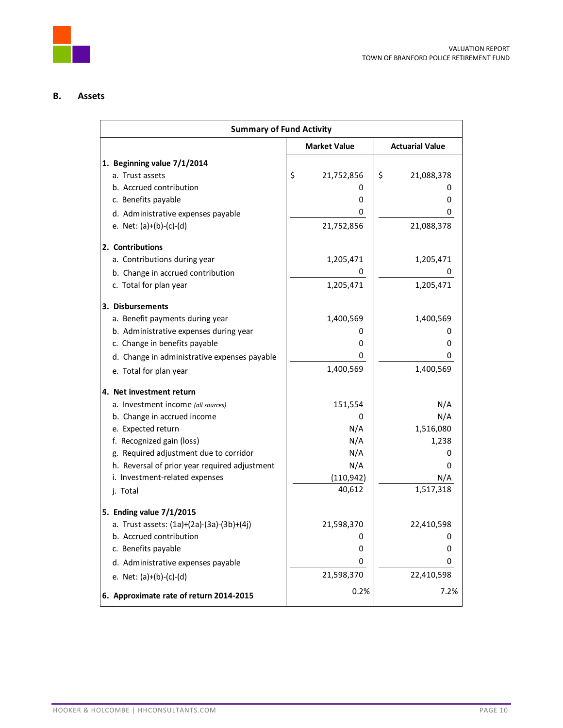## B. Assets

| Summary of Fund Activity | | |
|---|---|---|
| | **Market Value** | **Actuarial Value** |
| **1. Beginning value 7/1/2014** | | |
| a. Trust assets | $ 21,752,856 | $ 21,088,378 |
| b. Accrued contribution | 0 | 0 |
| c. Benefits payable | 0 | 0 |
| d. Administrative expenses payable | 0 | 0 |
| e. Net: (a)+(b)-(c)-(d) | 21,752,856 | 21,088,378 |
| **2. Contributions** | | |
| a. Contributions during year | 1,205,471 | 1,205,471 |
| b. Change in accrued contribution | 0 | 0 |
| c. Total for plan year | 1,205,471 | 1,205,471 |
| **3. Disbursements** | | |
| a. Benefit payments during year | 1,400,569 | 1,400,569 |
| b. Administrative expenses during year | 0 | 0 |
| c. Change in benefits payable | 0 | 0 |
| d. Change in administrative expenses payable | 0 | 0 |
| e. Total for plan year | 1,400,569 | 1,400,569 |
| **4. Net investment return** | | |
| a. Investment income *(all sources)* | 151,554 | N/A |
| b. Change in accrued income | 0 | N/A |
| e. Expected return | N/A | 1,516,080 |
| f. Recognized gain (loss) | N/A | 1,238 |
| g. Required adjustment due to corridor | N/A | 0 |
| h. Reversal of prior year required adjustment | N/A | 0 |
| i. Investment-related expenses | (110,942) | N/A |
| j. Total | 40,612 | 1,517,318 |
| **5. Ending value 7/1/2015** | | |
| a. Trust assets: (1a)+(2a)-(3a)-(3b)+(4j) | 21,598,370 | 22,410,598 |
| b. Accrued contribution | 0 | 0 |
| c. Benefits payable | 0 | 0 |
| d. Administrative expenses payable | 0 | 0 |
| e. Net: (a)+(b)-(c)-(d) | 21,598,370 | 22,410,598 |
| **6. Approximate rate of return 2014-2015** | 0.2% | 7.2% |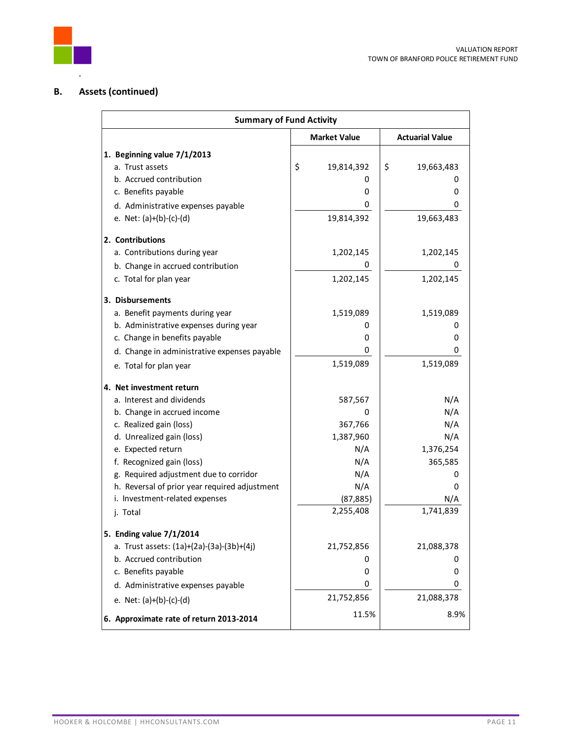## B. Assets (continued)

| Summary of Fund Activity | | |
|---|---|---|
| | **Market Value** | **Actuarial Value** |
| **1. Beginning value 7/1/2013** | | |
| a. Trust assets | $ 19,814,392 | $ 19,663,483 |
| b. Accrued contribution | 0 | 0 |
| c. Benefits payable | 0 | 0 |
| d. Administrative expenses payable | 0 | 0 |
| e. Net: (a)+(b)-(c)-(d) | 19,814,392 | 19,663,483 |
| **2. Contributions** | | |
| a. Contributions during year | 1,202,145 | 1,202,145 |
| b. Change in accrued contribution | 0 | 0 |
| c. Total for plan year | 1,202,145 | 1,202,145 |
| **3. Disbursements** | | |
| a. Benefit payments during year | 1,519,089 | 1,519,089 |
| b. Administrative expenses during year | 0 | 0 |
| c. Change in benefits payable | 0 | 0 |
| d. Change in administrative expenses payable | 0 | 0 |
| e. Total for plan year | 1,519,089 | 1,519,089 |
| **4. Net investment return** | | |
| a. Interest and dividends | 587,567 | N/A |
| b. Change in accrued income | 0 | N/A |
| c. Realized gain (loss) | 367,766 | N/A |
| d. Unrealized gain (loss) | 1,387,960 | N/A |
| e. Expected return | N/A | 1,376,254 |
| f. Recognized gain (loss) | N/A | 365,585 |
| g. Required adjustment due to corridor | N/A | 0 |
| h. Reversal of prior year required adjustment | N/A | 0 |
| i. Investment-related expenses | (87,885) | N/A |
| j. Total | 2,255,408 | 1,741,839 |
| **5. Ending value 7/1/2014** | | |
| a. Trust assets: (1a)+(2a)-(3a)-(3b)+(4j) | 21,752,856 | 21,088,378 |
| b. Accrued contribution | 0 | 0 |
| c. Benefits payable | 0 | 0 |
| d. Administrative expenses payable | 0 | 0 |
| e. Net: (a)+(b)-(c)-(d) | 21,752,856 | 21,088,378 |
| **6. Approximate rate of return 2013-2014** | 11.5% | 8.9% |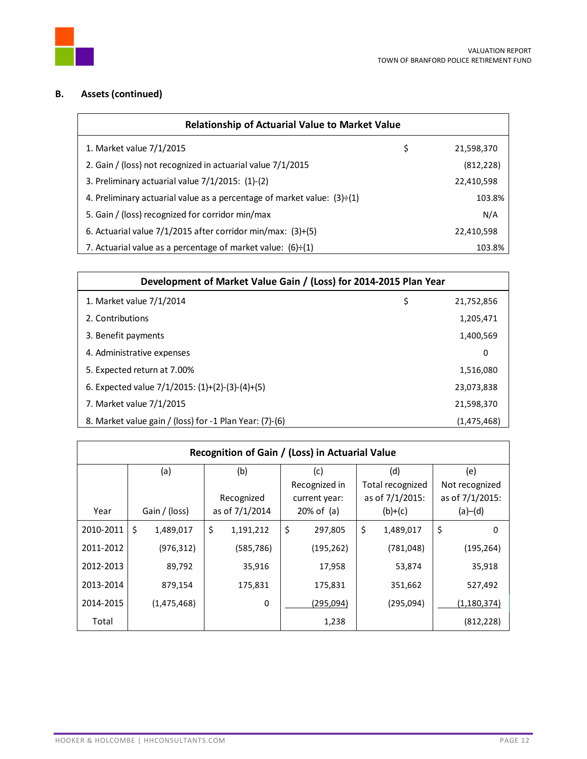## B. Assets (continued)

| Relationship of Actuarial Value to Market Value | | |
|---|---|---|
| 1. Market value 7/1/2015 | $ | 21,598,370 |
| 2. Gain / (loss) not recognized in actuarial value 7/1/2015 | | (812,228) |
| 3. Preliminary actuarial value 7/1/2015: (1)-(2) | | 22,410,598 |
| 4. Preliminary actuarial value as a percentage of market value: (3)÷(1) | | 103.8% |
| 5. Gain / (loss) recognized for corridor min/max | | N/A |
| 6. Actuarial value 7/1/2015 after corridor min/max: (3)+(5) | | 22,410,598 |
| 7. Actuarial value as a percentage of market value: (6)÷(1) | | 103.8% |

| Development of Market Value Gain / (Loss) for 2014-2015 Plan Year | | |
|---|---|---|
| 1. Market value 7/1/2014 | $ | 21,752,856 |
| 2. Contributions | | 1,205,471 |
| 3. Benefit payments | | 1,400,569 |
| 4. Administrative expenses | | 0 |
| 5. Expected return at 7.00% | | 1,516,080 |
| 6. Expected value 7/1/2015: (1)+(2)-(3)-(4)+(5) | | 23,073,838 |
| 7. Market value 7/1/2015 | | 21,598,370 |
| 8. Market value gain / (loss) for -1 Plan Year: (7)-(6) | | (1,475,468) |

**Recognition of Gain / (Loss) in Actuarial Value**

| Year | (a) Gain / (loss) | (b) Recognized as of 7/1/2014 | (c) Recognized in current year: 20% of (a) | (d) Total recognized as of 7/1/2015: (b)+(c) | (e) Not recognized as of 7/1/2015: (a)–(d) |
|---|---|---|---|---|---|
| 2010-2011 | $ 1,489,017 | $ 1,191,212 | $ 297,805 | $ 1,489,017 | $ 0 |
| 2011-2012 | (976,312) | (585,786) | (195,262) | (781,048) | (195,264) |
| 2012-2013 | 89,792 | 35,916 | 17,958 | 53,874 | 35,918 |
| 2013-2014 | 879,154 | 175,831 | 175,831 | 351,662 | 527,492 |
| 2014-2015 | (1,475,468) | 0 | (295,094) | (295,094) | (1,180,374) |
| Total | | | 1,238 | | (812,228) |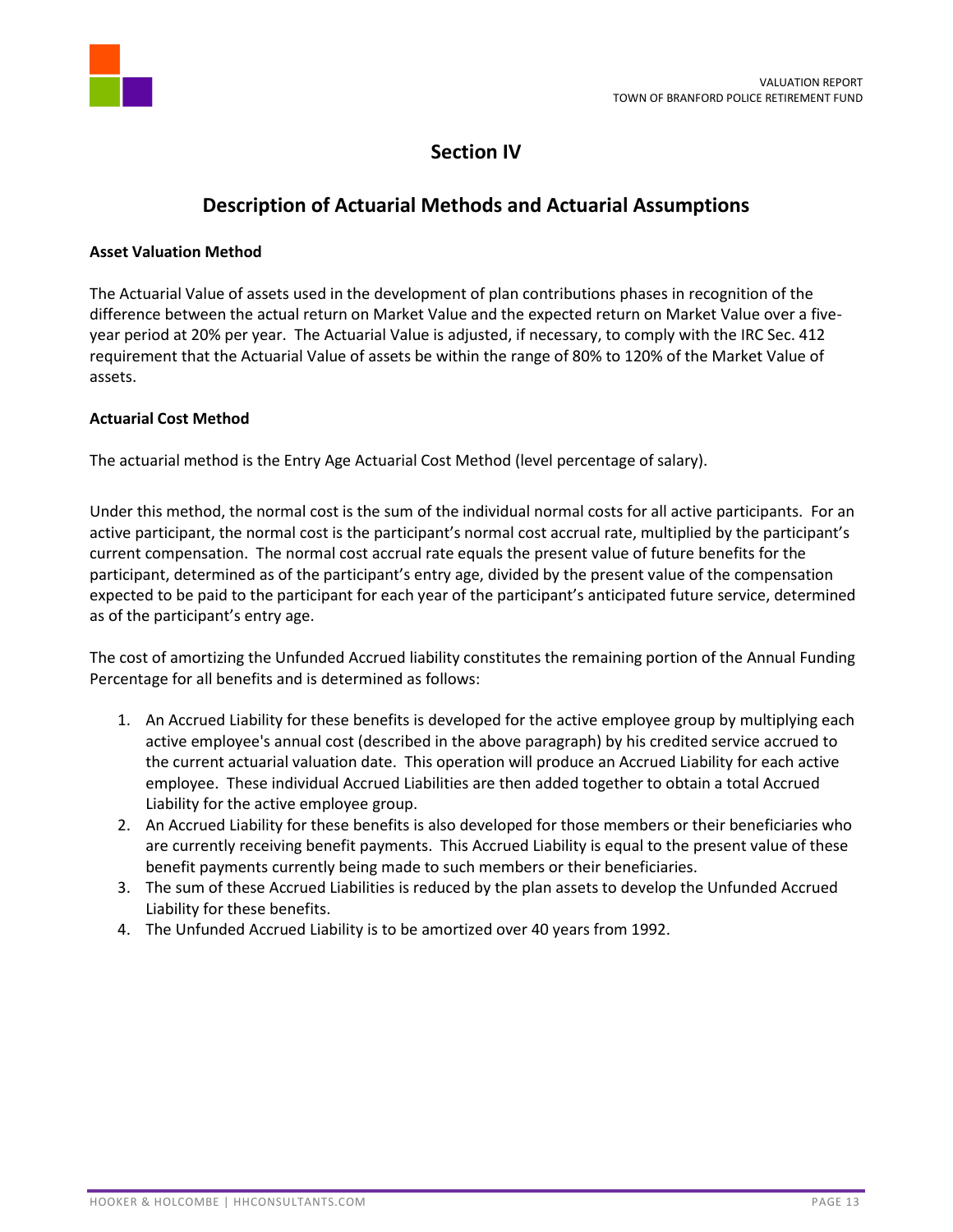# Section IV

## Description of Actuarial Methods and Actuarial Assumptions

**Asset Valuation Method**

The Actuarial Value of assets used in the development of plan contributions phases in recognition of the difference between the actual return on Market Value and the expected return on Market Value over a five-year period at 20% per year. The Actuarial Value is adjusted, if necessary, to comply with the IRC Sec. 412 requirement that the Actuarial Value of assets be within the range of 80% to 120% of the Market Value of assets.

**Actuarial Cost Method**

The actuarial method is the Entry Age Actuarial Cost Method (level percentage of salary).

Under this method, the normal cost is the sum of the individual normal costs for all active participants. For an active participant, the normal cost is the participant's normal cost accrual rate, multiplied by the participant's current compensation. The normal cost accrual rate equals the present value of future benefits for the participant, determined as of the participant's entry age, divided by the present value of the compensation expected to be paid to the participant for each year of the participant's anticipated future service, determined as of the participant's entry age.

The cost of amortizing the Unfunded Accrued liability constitutes the remaining portion of the Annual Funding Percentage for all benefits and is determined as follows:

1. An Accrued Liability for these benefits is developed for the active employee group by multiplying each active employee's annual cost (described in the above paragraph) by his credited service accrued to the current actuarial valuation date. This operation will produce an Accrued Liability for each active employee. These individual Accrued Liabilities are then added together to obtain a total Accrued Liability for the active employee group.
2. An Accrued Liability for these benefits is also developed for those members or their beneficiaries who are currently receiving benefit payments. This Accrued Liability is equal to the present value of these benefit payments currently being made to such members or their beneficiaries.
3. The sum of these Accrued Liabilities is reduced by the plan assets to develop the Unfunded Accrued Liability for these benefits.
4. The Unfunded Accrued Liability is to be amortized over 40 years from 1992.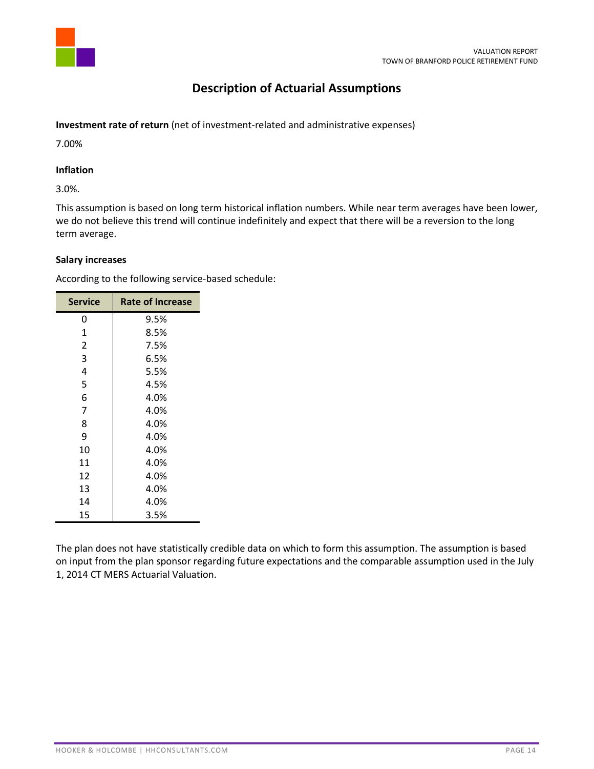# Description of Actuarial Assumptions

**Investment rate of return** (net of investment-related and administrative expenses)

7.00%

**Inflation**

3.0%.

This assumption is based on long term historical inflation numbers. While near term averages have been lower, we do not believe this trend will continue indefinitely and expect that there will be a reversion to the long term average.

**Salary increases**

According to the following service-based schedule:

| Service | Rate of Increase |
|---|---|
| 0 | 9.5% |
| 1 | 8.5% |
| 2 | 7.5% |
| 3 | 6.5% |
| 4 | 5.5% |
| 5 | 4.5% |
| 6 | 4.0% |
| 7 | 4.0% |
| 8 | 4.0% |
| 9 | 4.0% |
| 10 | 4.0% |
| 11 | 4.0% |
| 12 | 4.0% |
| 13 | 4.0% |
| 14 | 4.0% |
| 15 | 3.5% |

The plan does not have statistically credible data on which to form this assumption. The assumption is based on input from the plan sponsor regarding future expectations and the comparable assumption used in the July 1, 2014 CT MERS Actuarial Valuation.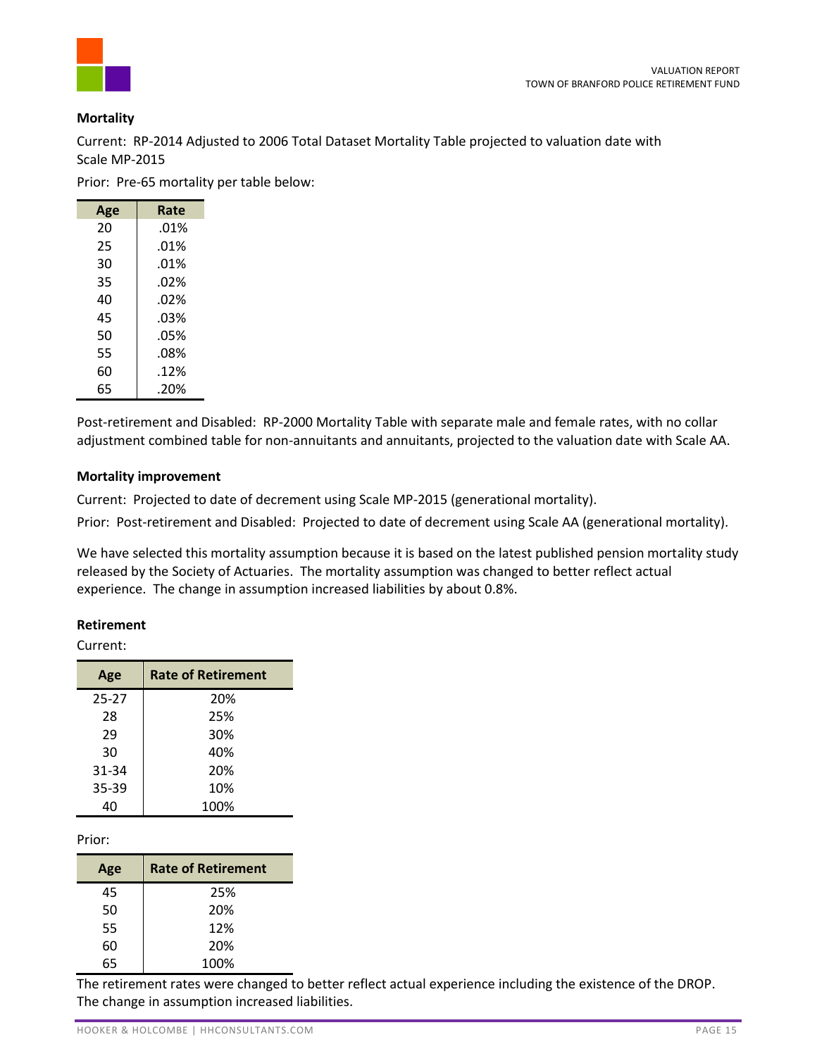### Mortality

Current: RP-2014 Adjusted to 2006 Total Dataset Mortality Table projected to valuation date with Scale MP-2015

Prior: Pre-65 mortality per table below:

| Age | Rate |
|---|---|
| 20 | .01% |
| 25 | .01% |
| 30 | .01% |
| 35 | .02% |
| 40 | .02% |
| 45 | .03% |
| 50 | .05% |
| 55 | .08% |
| 60 | .12% |
| 65 | .20% |

Post-retirement and Disabled: RP-2000 Mortality Table with separate male and female rates, with no collar adjustment combined table for non-annuitants and annuitants, projected to the valuation date with Scale AA.

### Mortality improvement

Current: Projected to date of decrement using Scale MP-2015 (generational mortality).

Prior: Post-retirement and Disabled: Projected to date of decrement using Scale AA (generational mortality).

We have selected this mortality assumption because it is based on the latest published pension mortality study released by the Society of Actuaries. The mortality assumption was changed to better reflect actual experience. The change in assumption increased liabilities by about 0.8%.

### Retirement

Current:

| Age | Rate of Retirement |
|---|---|
| 25-27 | 20% |
| 28 | 25% |
| 29 | 30% |
| 30 | 40% |
| 31-34 | 20% |
| 35-39 | 10% |
| 40 | 100% |

Prior:

| Age | Rate of Retirement |
|---|---|
| 45 | 25% |
| 50 | 20% |
| 55 | 12% |
| 60 | 20% |
| 65 | 100% |

The retirement rates were changed to better reflect actual experience including the existence of the DROP. The change in assumption increased liabilities.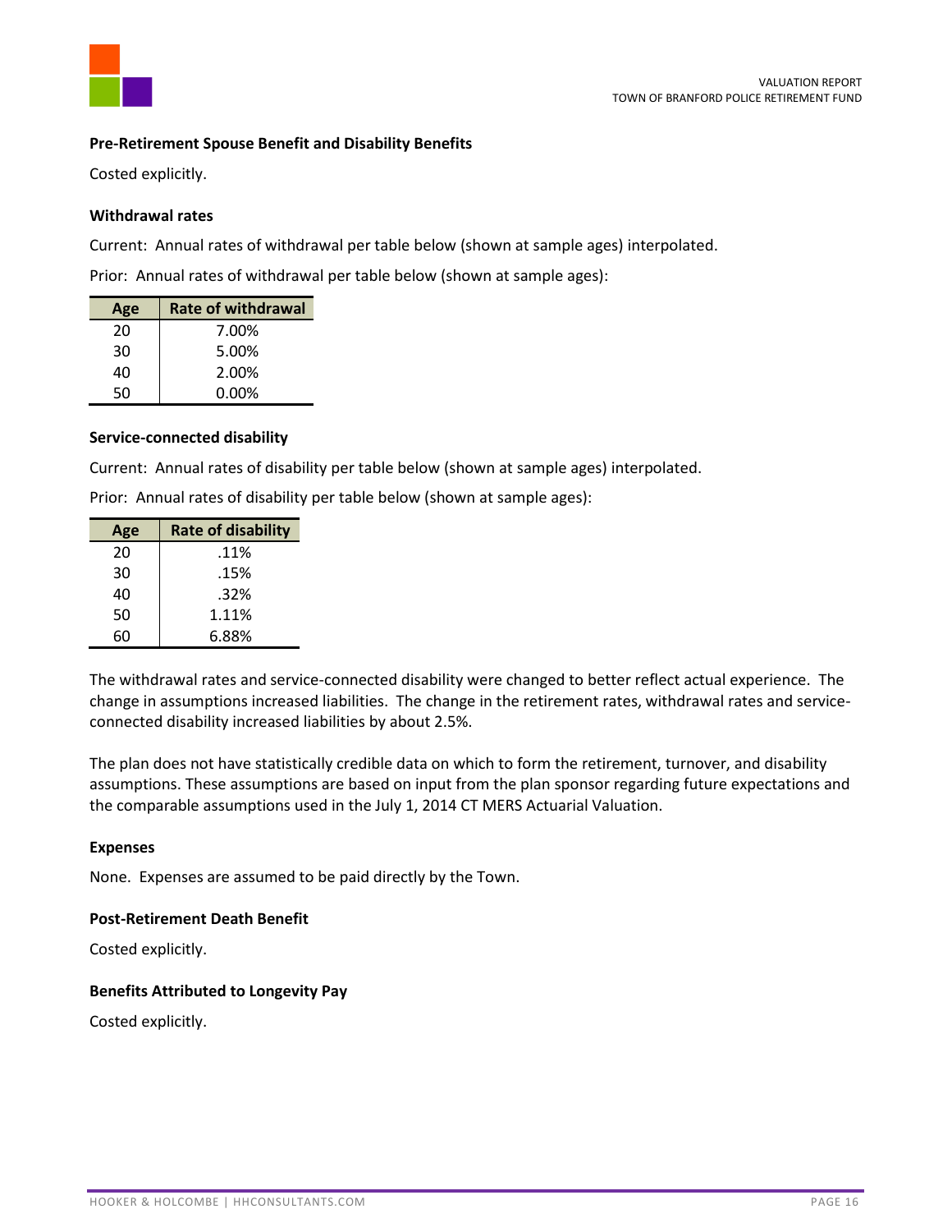### Pre-Retirement Spouse Benefit and Disability Benefits

Costed explicitly.

### Withdrawal rates

Current: Annual rates of withdrawal per table below (shown at sample ages) interpolated.

Prior: Annual rates of withdrawal per table below (shown at sample ages):

| Age | Rate of withdrawal |
|---|---|
| 20 | 7.00% |
| 30 | 5.00% |
| 40 | 2.00% |
| 50 | 0.00% |

### Service-connected disability

Current: Annual rates of disability per table below (shown at sample ages) interpolated.

Prior: Annual rates of disability per table below (shown at sample ages):

| Age | Rate of disability |
|---|---|
| 20 | .11% |
| 30 | .15% |
| 40 | .32% |
| 50 | 1.11% |
| 60 | 6.88% |

The withdrawal rates and service-connected disability were changed to better reflect actual experience. The change in assumptions increased liabilities. The change in the retirement rates, withdrawal rates and service-connected disability increased liabilities by about 2.5%.

The plan does not have statistically credible data on which to form the retirement, turnover, and disability assumptions. These assumptions are based on input from the plan sponsor regarding future expectations and the comparable assumptions used in the July 1, 2014 CT MERS Actuarial Valuation.

### Expenses

None. Expenses are assumed to be paid directly by the Town.

### Post-Retirement Death Benefit

Costed explicitly.

### Benefits Attributed to Longevity Pay

Costed explicitly.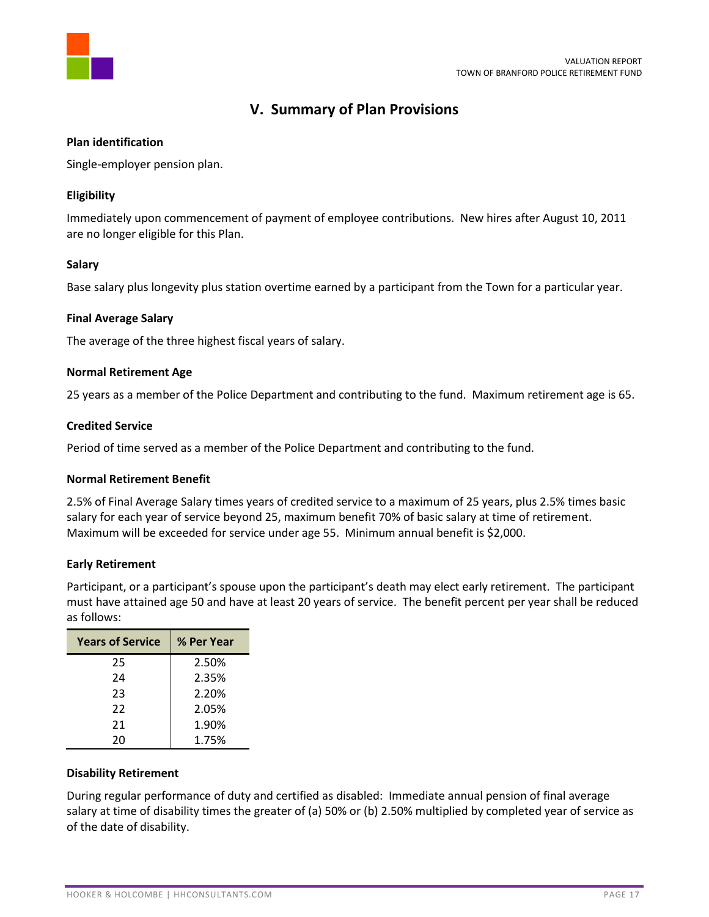## V. Summary of Plan Provisions

### Plan identification

Single-employer pension plan.

### Eligibility

Immediately upon commencement of payment of employee contributions. New hires after August 10, 2011 are no longer eligible for this Plan.

### Salary

Base salary plus longevity plus station overtime earned by a participant from the Town for a particular year.

### Final Average Salary

The average of the three highest fiscal years of salary.

### Normal Retirement Age

25 years as a member of the Police Department and contributing to the fund. Maximum retirement age is 65.

### Credited Service

Period of time served as a member of the Police Department and contributing to the fund.

### Normal Retirement Benefit

2.5% of Final Average Salary times years of credited service to a maximum of 25 years, plus 2.5% times basic salary for each year of service beyond 25, maximum benefit 70% of basic salary at time of retirement. Maximum will be exceeded for service under age 55. Minimum annual benefit is $2,000.

### Early Retirement

Participant, or a participant's spouse upon the participant's death may elect early retirement. The participant must have attained age 50 and have at least 20 years of service. The benefit percent per year shall be reduced as follows:

| Years of Service | % Per Year |
|---|---|
| 25 | 2.50% |
| 24 | 2.35% |
| 23 | 2.20% |
| 22 | 2.05% |
| 21 | 1.90% |
| 20 | 1.75% |

### Disability Retirement

During regular performance of duty and certified as disabled: Immediate annual pension of final average salary at time of disability times the greater of (a) 50% or (b) 2.50% multiplied by completed year of service as of the date of disability.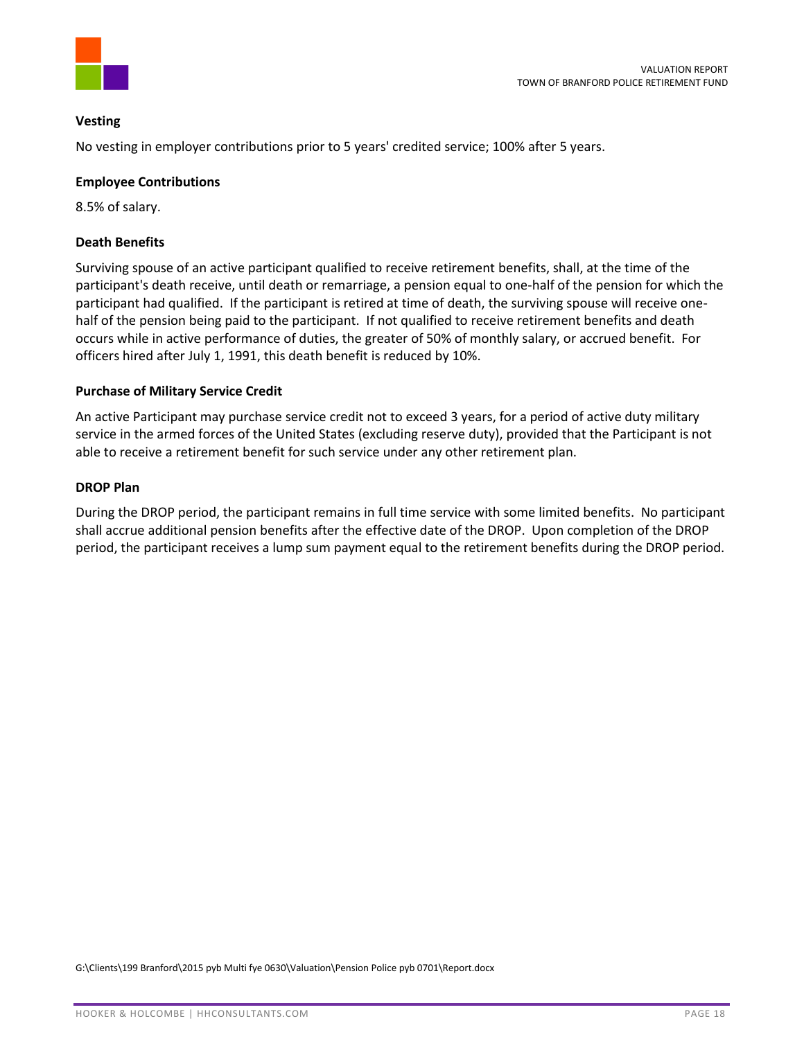### Vesting

No vesting in employer contributions prior to 5 years' credited service; 100% after 5 years.

### Employee Contributions

8.5% of salary.

### Death Benefits

Surviving spouse of an active participant qualified to receive retirement benefits, shall, at the time of the participant's death receive, until death or remarriage, a pension equal to one-half of the pension for which the participant had qualified. If the participant is retired at time of death, the surviving spouse will receive one-half of the pension being paid to the participant. If not qualified to receive retirement benefits and death occurs while in active performance of duties, the greater of 50% of monthly salary, or accrued benefit. For officers hired after July 1, 1991, this death benefit is reduced by 10%.

### Purchase of Military Service Credit

An active Participant may purchase service credit not to exceed 3 years, for a period of active duty military service in the armed forces of the United States (excluding reserve duty), provided that the Participant is not able to receive a retirement benefit for such service under any other retirement plan.

### DROP Plan

During the DROP period, the participant remains in full time service with some limited benefits. No participant shall accrue additional pension benefits after the effective date of the DROP. Upon completion of the DROP period, the participant receives a lump sum payment equal to the retirement benefits during the DROP period.

G:\Clients\199 Branford\2015 pyb Multi fye 0630\Valuation\Pension Police pyb 0701\Report.docx